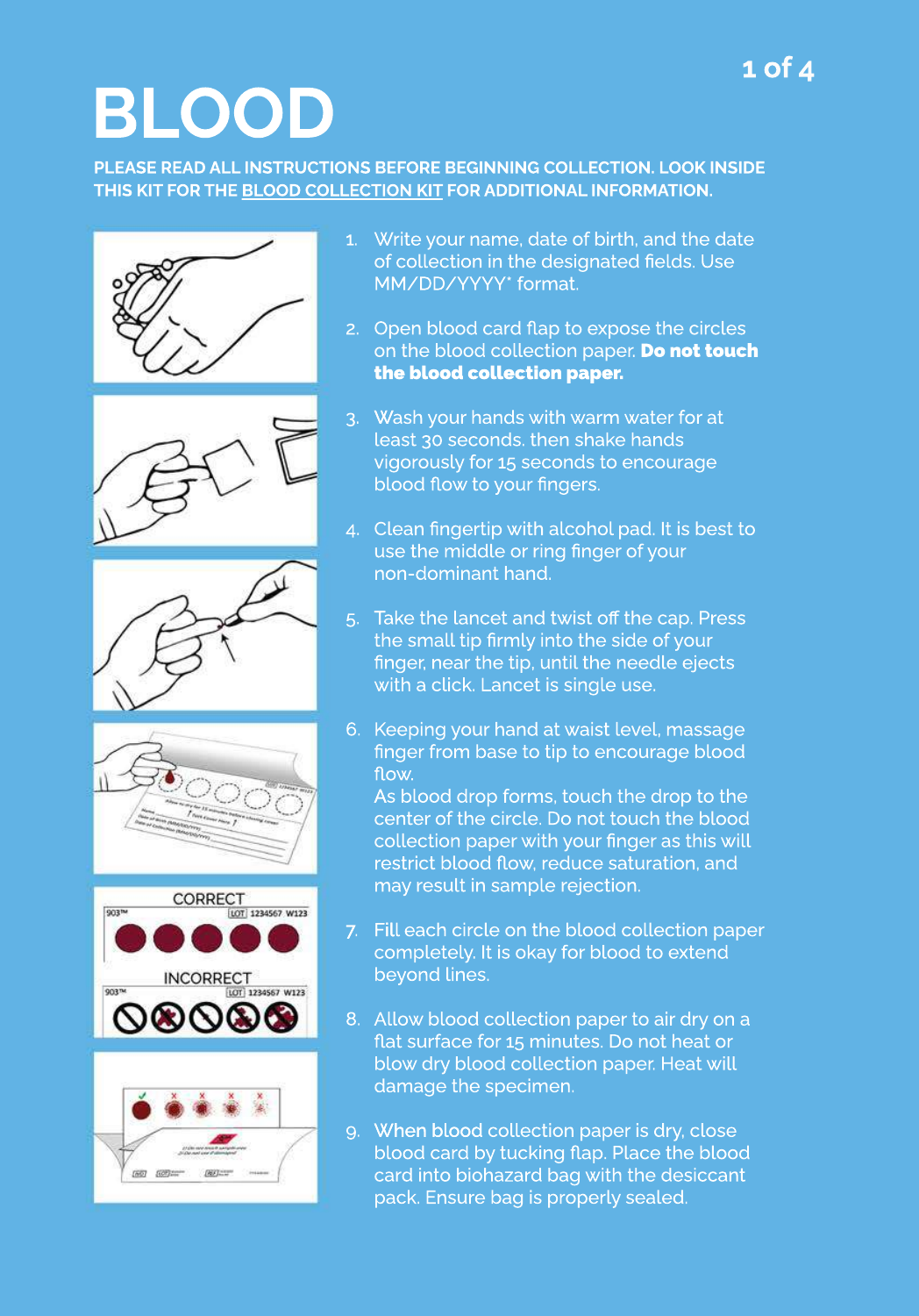# BLOOD

**PLEASE READ ALL INSTRUCTIONS BEFORE BEGINNING COLLECTION. LOOK INSIDE THIS KIT FOR THE BLOOD COLLECTION KIT FOR ADDITIONAL INFORMATION.**

1. Write your name, date of birth, and the date of collection in the designated fields. Use MM/DD/YYYY* format.
2. Open blood card flap to expose the circles on the blood collection paper. **Do not touch the blood collection paper.**
3. Wash your hands with warm water for at least 30 seconds. then shake hands vigorously for 15 seconds to encourage blood flow to your fingers.
4. Clean fingertip with alcohol pad. It is best to use the middle or ring finger of your non-dominant hand.
5. Take the lancet and twist off the cap. Press the small tip firmly into the side of your finger, near the tip, until the needle ejects with a click. Lancet is single use.
6. Keeping your hand at waist level, massage finger from base to tip to encourage blood flow.
   As blood drop forms, touch the drop to the center of the circle. Do not touch the blood collection paper with your finger as this will restrict blood flow, reduce saturation, and may result in sample rejection.
7. Fill each circle on the blood collection paper completely. It is okay for blood to extend beyond lines.
8. Allow blood collection paper to air dry on a flat surface for 15 minutes. Do not heat or blow dry blood collection paper. Heat will damage the specimen.
9. When blood collection paper is dry, close blood card by tucking flap. Place the blood card into biohazard bag with the desiccant pack. Ensure bag is properly sealed.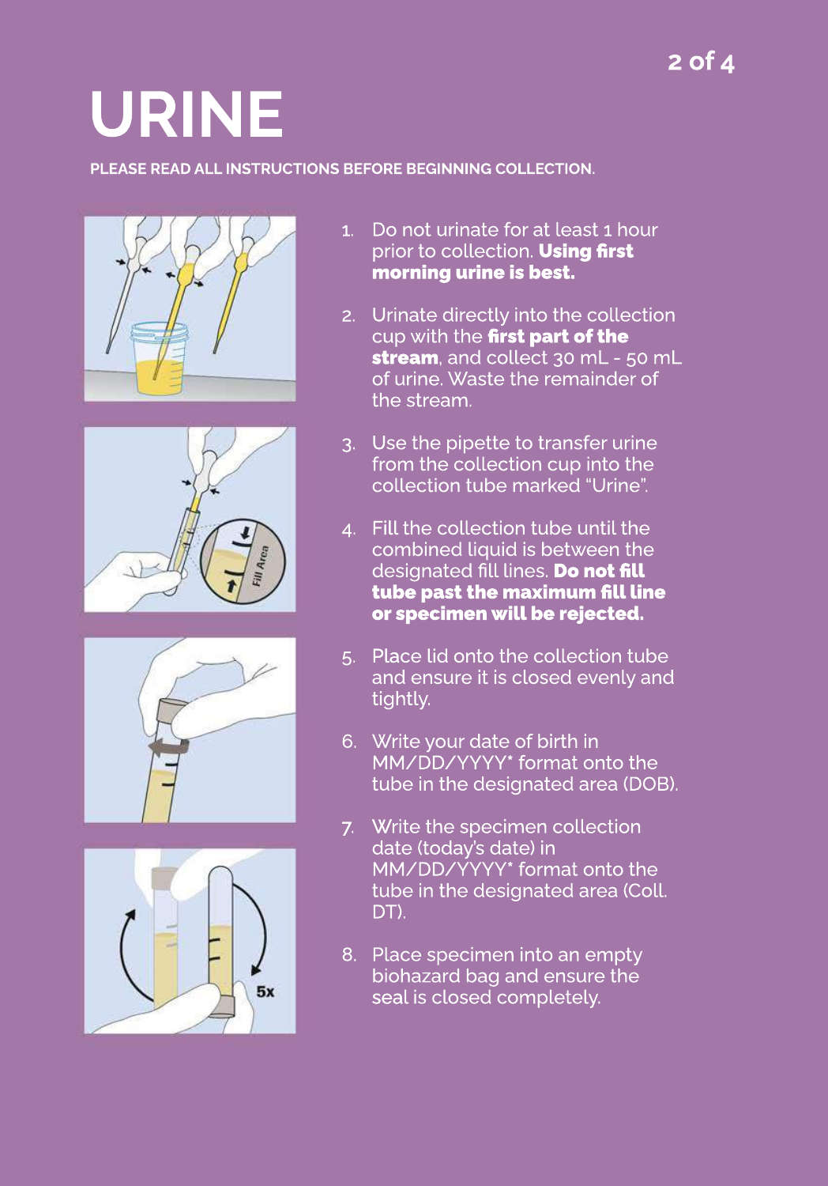# URINE

**PLEASE READ ALL INSTRUCTIONS BEFORE BEGINNING COLLECTION.**

1. Do not urinate for at least 1 hour prior to collection. **Using first morning urine is best.**
2. Urinate directly into the collection cup with the **first part of the stream**, and collect 30 mL - 50 mL of urine. Waste the remainder of the stream.
3. Use the pipette to transfer urine from the collection cup into the collection tube marked "Urine".
4. Fill the collection tube until the combined liquid is between the designated fill lines. **Do not fill tube past the maximum fill line or specimen will be rejected.**
5. Place lid onto the collection tube and ensure it is closed evenly and tightly.
6. Write your date of birth in MM/DD/YYYY* format onto the tube in the designated area (DOB).
7. Write the specimen collection date (today's date) in MM/DD/YYYY* format onto the tube in the designated area (Coll. DT).
8. Place specimen into an empty biohazard bag and ensure the seal is closed completely.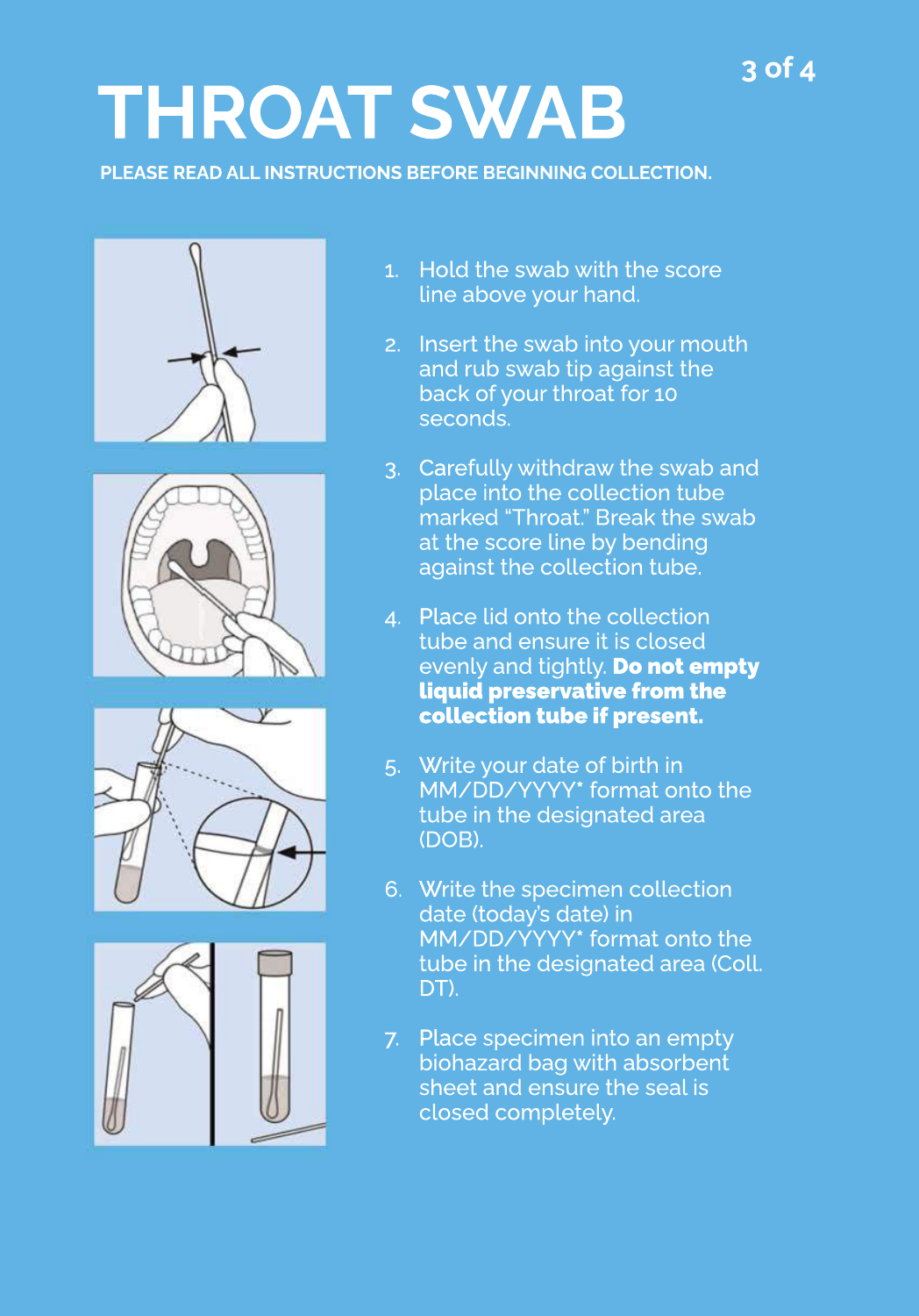# THROAT SWAB

**PLEASE READ ALL INSTRUCTIONS BEFORE BEGINNING COLLECTION.**

1. Hold the swab with the score line above your hand.
2. Insert the swab into your mouth and rub swab tip against the back of your throat for 10 seconds.
3. Carefully withdraw the swab and place into the collection tube marked “Throat.” Break the swab at the score line by bending against the collection tube.
4. Place lid onto the collection tube and ensure it is closed evenly and tightly. **Do not empty liquid preservative from the collection tube if present.**
5. Write your date of birth in MM/DD/YYYY* format onto the tube in the designated area (DOB).
6. Write the specimen collection date (today’s date) in MM/DD/YYYY* format onto the tube in the designated area (Coll. DT).
7. Place specimen into an empty biohazard bag with absorbent sheet and ensure the seal is closed completely.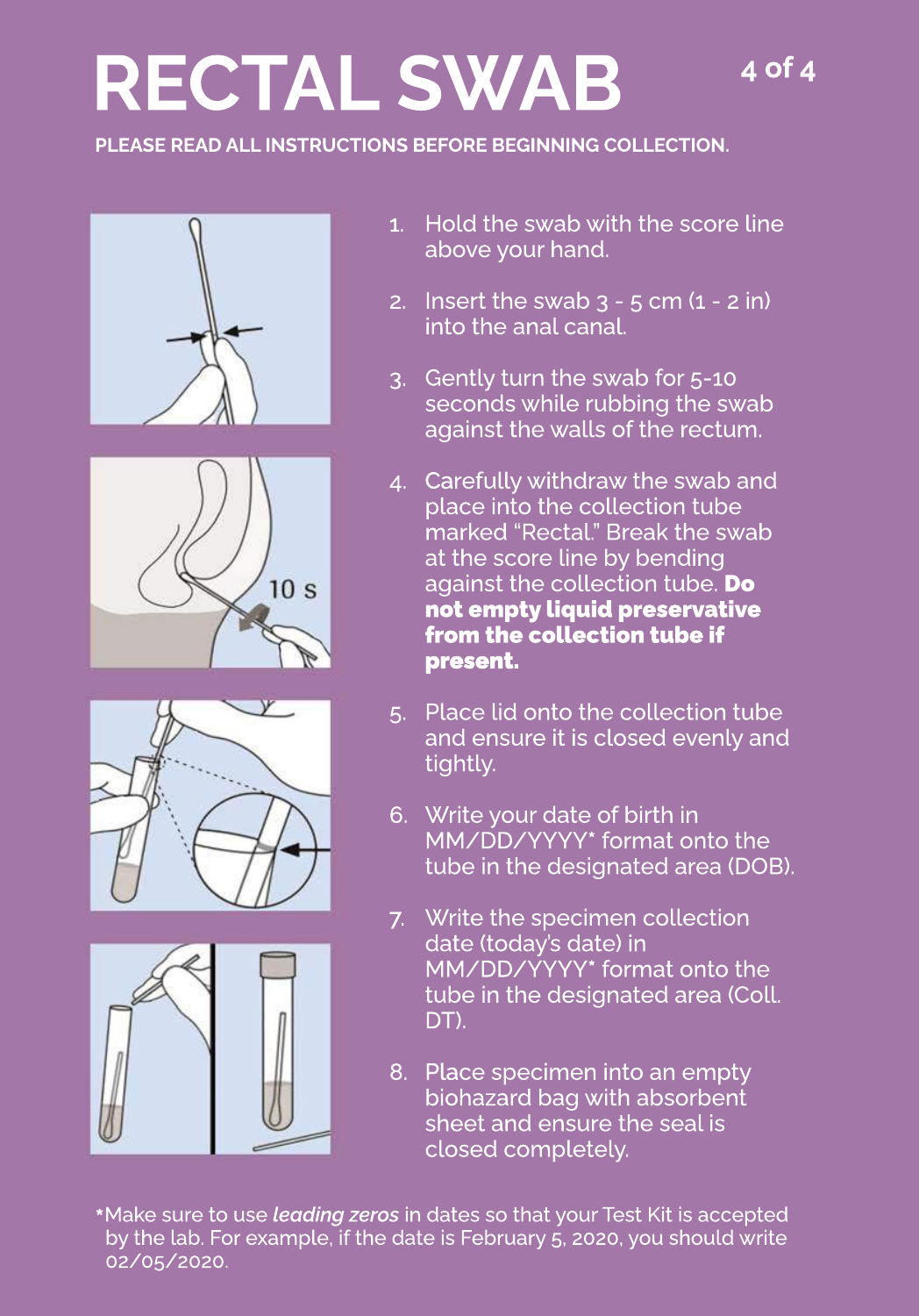# RECTAL SWAB

**PLEASE READ ALL INSTRUCTIONS BEFORE BEGINNING COLLECTION.**

1. Hold the swab with the score line above your hand.
2. Insert the swab 3 - 5 cm (1 - 2 in) into the anal canal.
3. Gently turn the swab for 5-10 seconds while rubbing the swab against the walls of the rectum.
4. Carefully withdraw the swab and place into the collection tube marked "Rectal." Break the swab at the score line by bending against the collection tube. **Do not empty liquid preservative from the collection tube if present.**
5. Place lid onto the collection tube and ensure it is closed evenly and tightly.
6. Write your date of birth in MM/DD/YYYY* format onto the tube in the designated area (DOB).
7. Write the specimen collection date (today's date) in MM/DD/YYYY* format onto the tube in the designated area (Coll. DT).
8. Place specimen into an empty biohazard bag with absorbent sheet and ensure the seal is closed completely.

*Make sure to use *leading zeros* in dates so that your Test Kit is accepted by the lab. For example, if the date is February 5, 2020, you should write 02/05/2020.